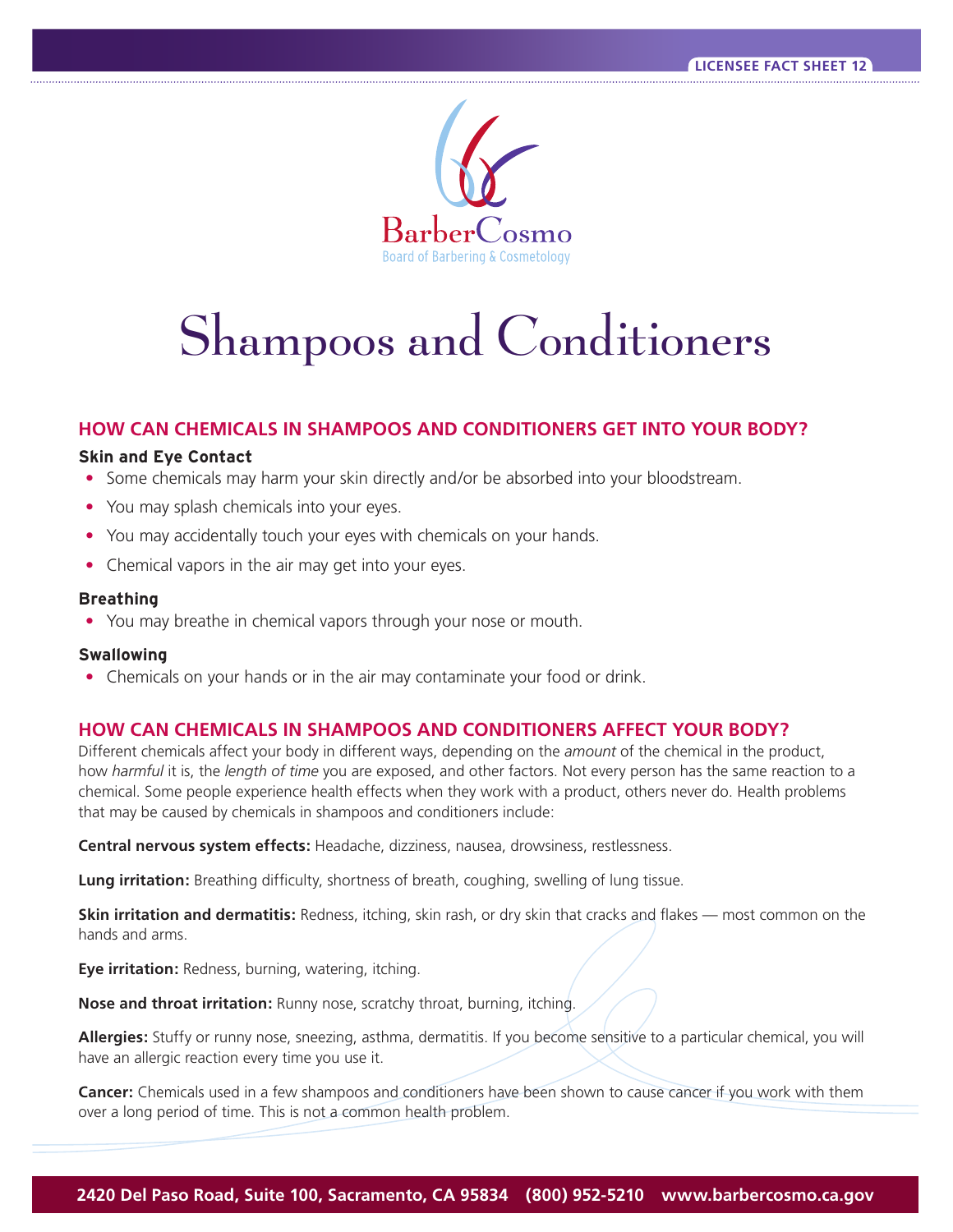# Shampoos and Conditioners

## HOW CAN CHEMICALS IN SHAMPOOS AND CONDITIONERS GET INTO YOUR BODY?

### Skin and Eye Contact

- Some chemicals may harm your skin directly and/or be absorbed into your bloodstream.
- You may splash chemicals into your eyes.
- You may accidentally touch your eyes with chemicals on your hands.
- Chemical vapors in the air may get into your eyes.

### Breathing

- You may breathe in chemical vapors through your nose or mouth.

### Swallowing

- Chemicals on your hands or in the air may contaminate your food or drink.

## HOW CAN CHEMICALS IN SHAMPOOS AND CONDITIONERS AFFECT YOUR BODY?

Different chemicals affect your body in different ways, depending on the *amount* of the chemical in the product, how *harmful* it is, the *length of time* you are exposed, and other factors. Not every person has the same reaction to a chemical. Some people experience health effects when they work with a product, others never do. Health problems that may be caused by chemicals in shampoos and conditioners include:

**Central nervous system effects:** Headache, dizziness, nausea, drowsiness, restlessness.

**Lung irritation:** Breathing difficulty, shortness of breath, coughing, swelling of lung tissue.

**Skin irritation and dermatitis:** Redness, itching, skin rash, or dry skin that cracks and flakes — most common on the hands and arms.

**Eye irritation:** Redness, burning, watering, itching.

**Nose and throat irritation:** Runny nose, scratchy throat, burning, itching.

**Allergies:** Stuffy or runny nose, sneezing, asthma, dermatitis. If you become sensitive to a particular chemical, you will have an allergic reaction every time you use it.

**Cancer:** Chemicals used in a few shampoos and conditioners have been shown to cause cancer if you work with them over a long period of time. This is not a common health problem.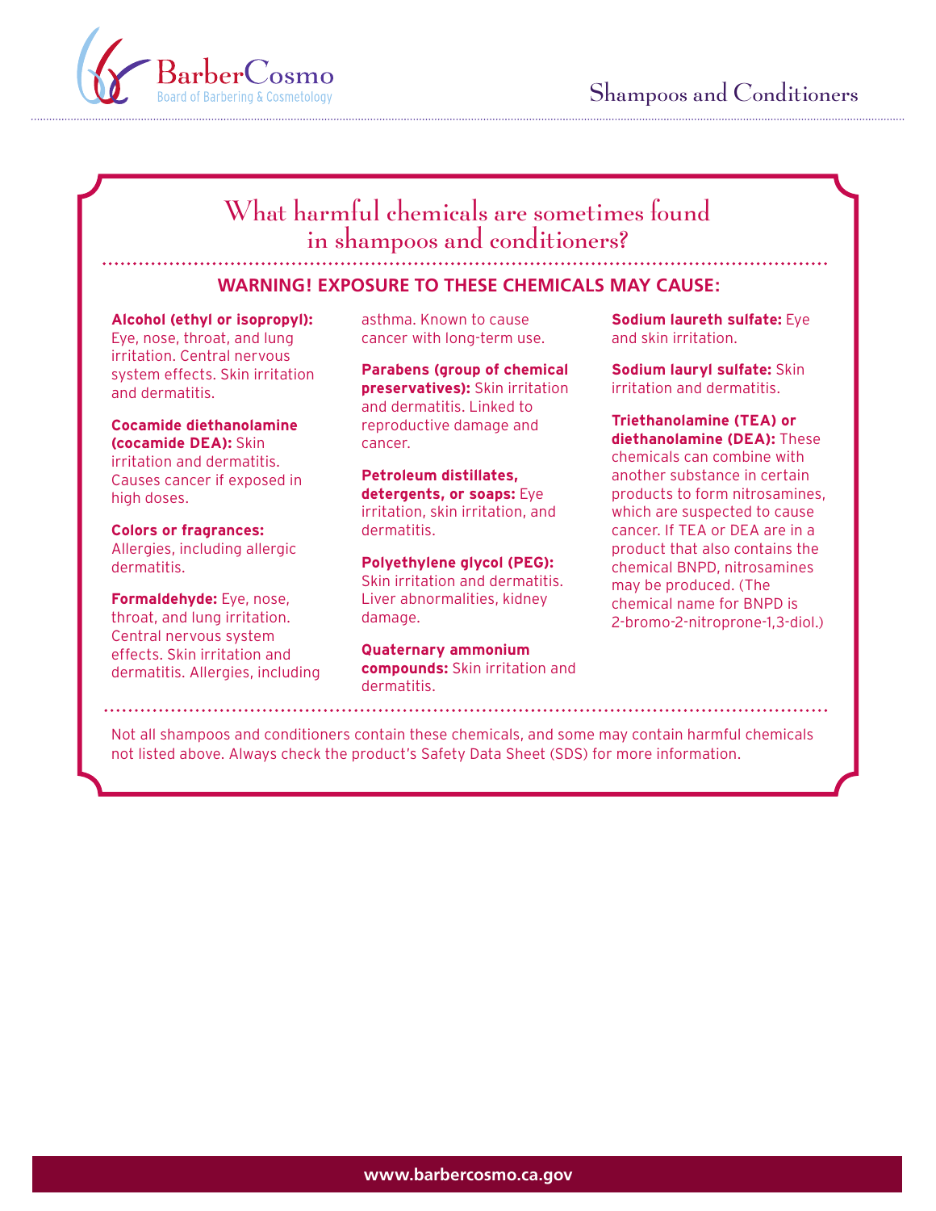# What harmful chemicals are sometimes found in shampoos and conditioners?

## WARNING! EXPOSURE TO THESE CHEMICALS MAY CAUSE:

**Alcohol (ethyl or isopropyl):** Eye, nose, throat, and lung irritation. Central nervous system effects. Skin irritation and dermatitis.

**Cocamide diethanolamine (cocamide DEA):** Skin irritation and dermatitis. Causes cancer if exposed in high doses.

**Colors or fragrances:** Allergies, including allergic dermatitis.

**Formaldehyde:** Eye, nose, throat, and lung irritation. Central nervous system effects. Skin irritation and dermatitis. Allergies, including asthma. Known to cause cancer with long-term use.

**Parabens (group of chemical preservatives):** Skin irritation and dermatitis. Linked to reproductive damage and cancer.

**Petroleum distillates, detergents, or soaps:** Eye irritation, skin irritation, and dermatitis.

**Polyethylene glycol (PEG):** Skin irritation and dermatitis. Liver abnormalities, kidney damage.

**Quaternary ammonium compounds:** Skin irritation and dermatitis.

**Sodium laureth sulfate:** Eye and skin irritation.

**Sodium lauryl sulfate:** Skin irritation and dermatitis.

**Triethanolamine (TEA) or diethanolamine (DEA):** These chemicals can combine with another substance in certain products to form nitrosamines, which are suspected to cause cancer. If TEA or DEA are in a product that also contains the chemical BNPD, nitrosamines may be produced. (The chemical name for BNPD is 2-bromo-2-nitroprone-1,3-diol.)

Not all shampoos and conditioners contain these chemicals, and some may contain harmful chemicals not listed above. Always check the product's Safety Data Sheet (SDS) for more information.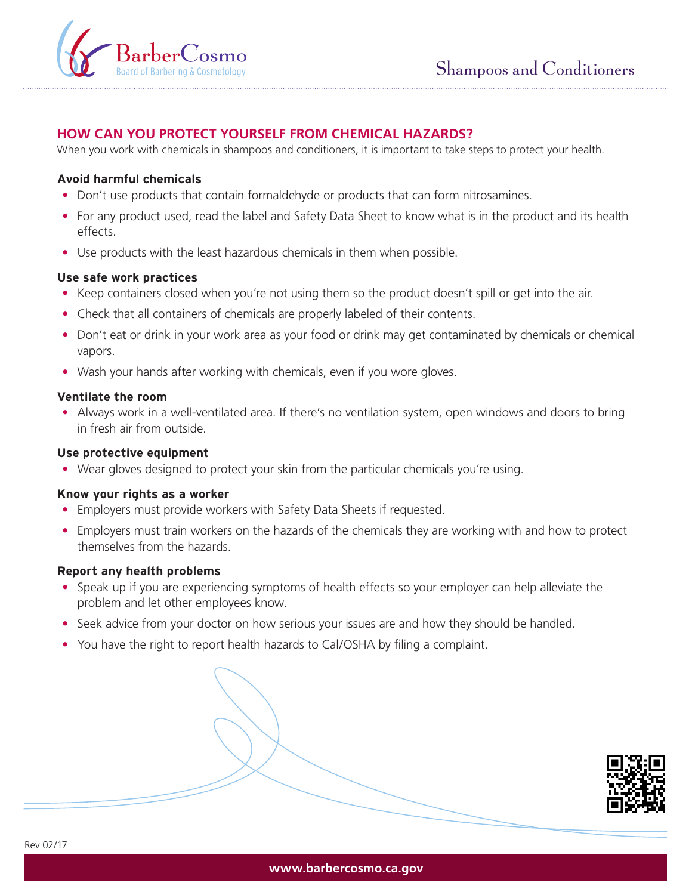## HOW CAN YOU PROTECT YOURSELF FROM CHEMICAL HAZARDS?

When you work with chemicals in shampoos and conditioners, it is important to take steps to protect your health.

### Avoid harmful chemicals

- Don't use products that contain formaldehyde or products that can form nitrosamines.
- For any product used, read the label and Safety Data Sheet to know what is in the product and its health effects.
- Use products with the least hazardous chemicals in them when possible.

### Use safe work practices

- Keep containers closed when you're not using them so the product doesn't spill or get into the air.
- Check that all containers of chemicals are properly labeled of their contents.
- Don't eat or drink in your work area as your food or drink may get contaminated by chemicals or chemical vapors.
- Wash your hands after working with chemicals, even if you wore gloves.

### Ventilate the room

- Always work in a well-ventilated area. If there's no ventilation system, open windows and doors to bring in fresh air from outside.

### Use protective equipment

- Wear gloves designed to protect your skin from the particular chemicals you're using.

### Know your rights as a worker

- Employers must provide workers with Safety Data Sheets if requested.
- Employers must train workers on the hazards of the chemicals they are working with and how to protect themselves from the hazards.

### Report any health problems

- Speak up if you are experiencing symptoms of health effects so your employer can help alleviate the problem and let other employees know.
- Seek advice from your doctor on how serious your issues are and how they should be handled.
- You have the right to report health hazards to Cal/OSHA by filing a complaint.

Rev 02/17

**www.barbercosmo.ca.gov**